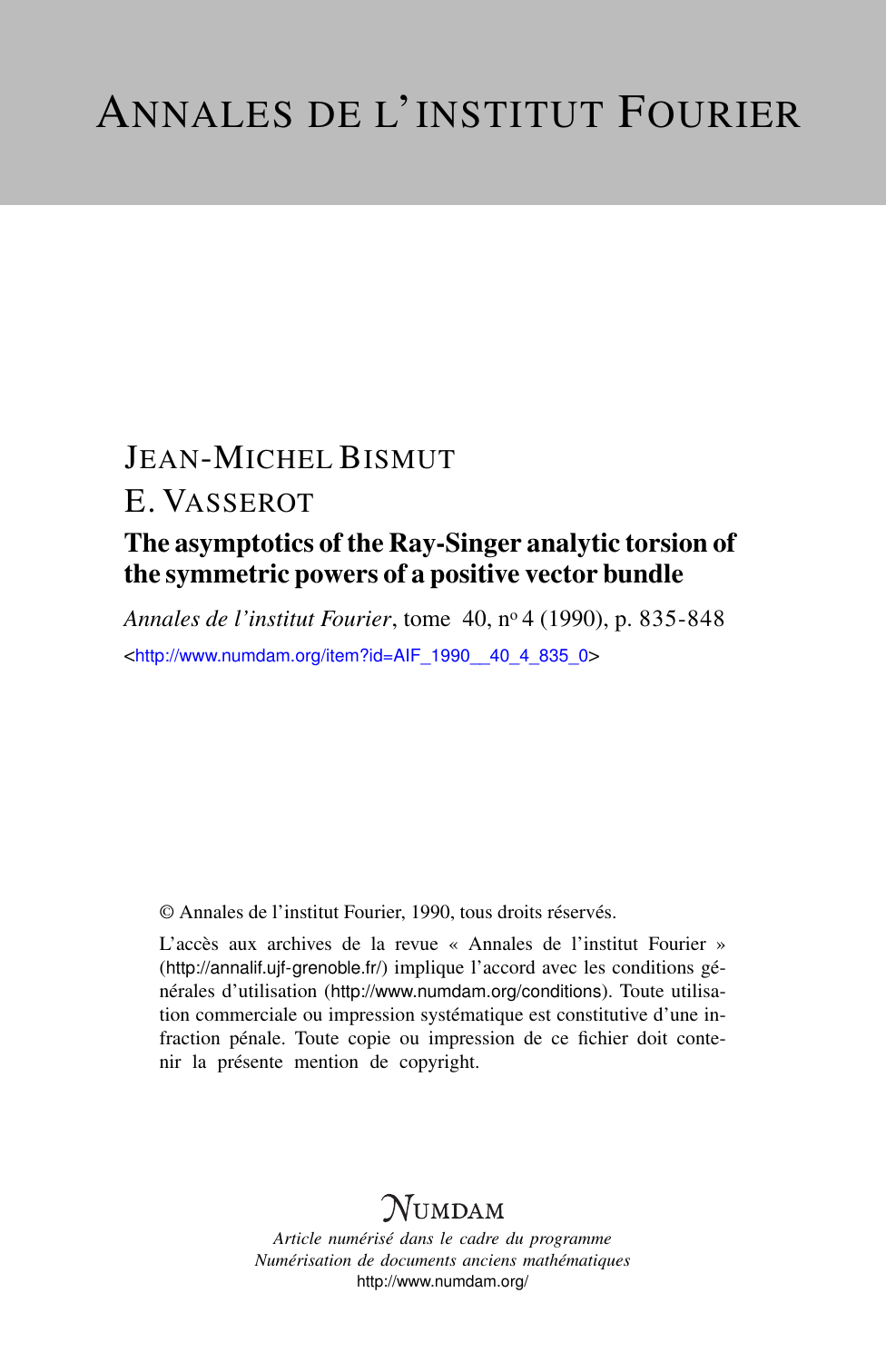# ANNALES DE L'INSTITUT FOURIER

JEAN-MICHEL BISMUT

E. VASSEROT

## The asymptotics of the Ray-Singer analytic torsion of the symmetric powers of a positive vector bundle

*Annales de l'institut Fourier*, tome 40, n° 4 (1990), p. 835-848

<http://www.numdam.org/item?id=AIF_1990__40_4_835_0>

© Annales de l'institut Fourier, 1990, tous droits réservés.

L'accès aux archives de la revue « Annales de l'institut Fourier » (http://annalif.ujf-grenoble.fr/) implique l'accord avec les conditions générales d'utilisation (http://www.numdam.org/conditions). Toute utilisation commerciale ou impression systématique est constitutive d'une infraction pénale. Toute copie ou impression de ce fichier doit contenir la présente mention de copyright.

NUMDAM

*Article numérisé dans le cadre du programme*
*Numérisation de documents anciens mathématiques*
http://www.numdam.org/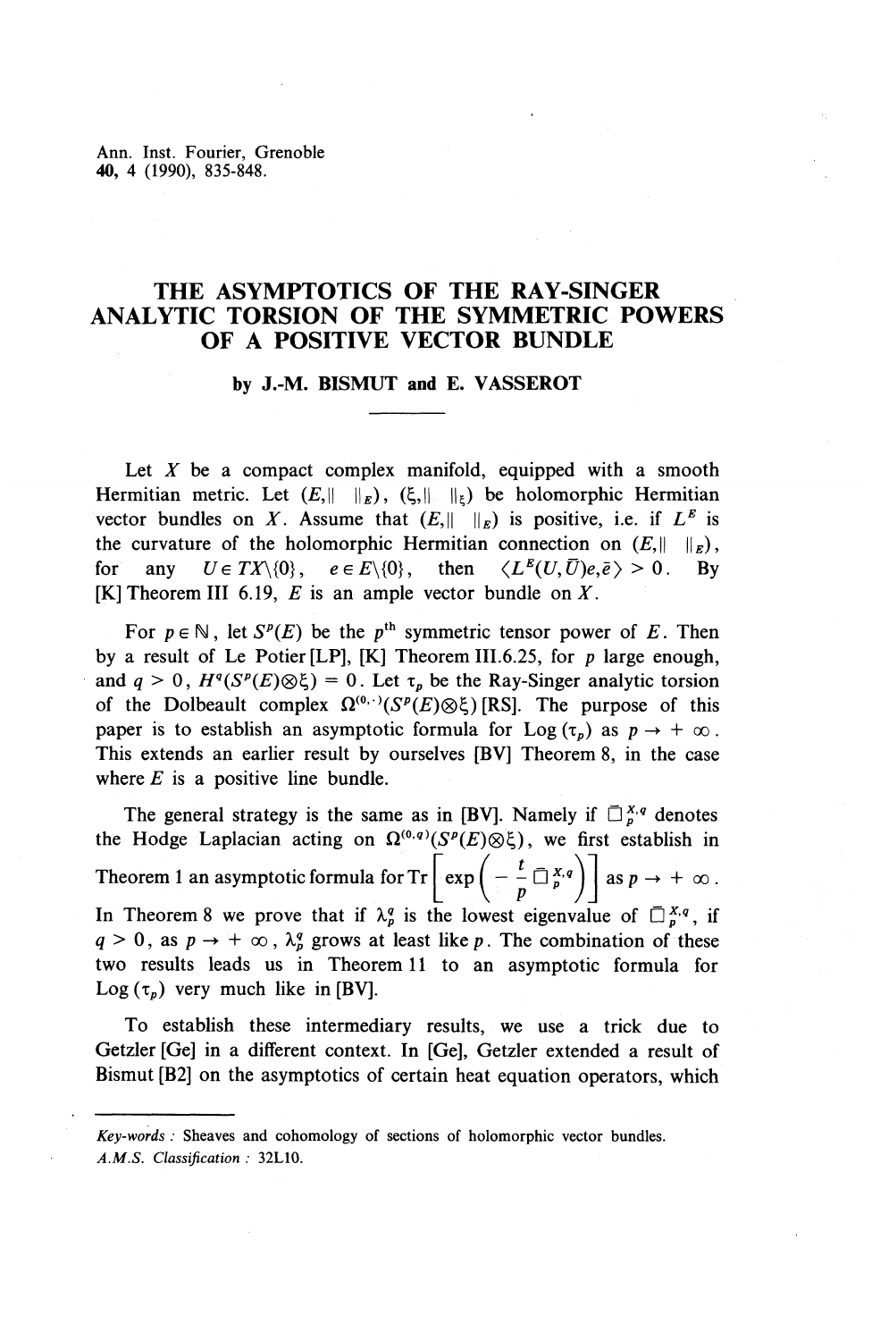Ann. Inst. Fourier, Grenoble
**40**, 4 (1990), 835-848.

# THE ASYMPTOTICS OF THE RAY-SINGER ANALYTIC TORSION OF THE SYMMETRIC POWERS OF A POSITIVE VECTOR BUNDLE

### by J.-M. BISMUT and E. VASSEROT

Let $X$ be a compact complex manifold, equipped with a smooth Hermitian metric. Let $(E,\| \ \|_E)$, $(\xi,\| \ \|_\xi)$ be holomorphic Hermitian vector bundles on $X$. Assume that $(E,\| \ \|_E)$ is positive, i.e. if $L^E$ is the curvature of the holomorphic Hermitian connection on $(E,\| \ \|_E)$, for any $U \in TX\backslash\{0\}$, $e \in E\backslash\{0\}$, then $\langle L^E(U,\bar{U})e,\bar{e}\rangle > 0$. By [K] Theorem III 6.19, $E$ is an ample vector bundle on $X$.

For $p \in \mathbb{N}$, let $S^p(E)$ be the $p^{\text{th}}$ symmetric tensor power of $E$. Then by a result of Le Potier [LP], [K] Theorem III.6.25, for $p$ large enough, and $q > 0$, $H^q(S^p(E)\otimes\xi) = 0$. Let $\tau_p$ be the Ray-Singer analytic torsion of the Dolbeault complex $\Omega^{(0,\cdot)}(S^p(E)\otimes\xi)$ [RS]. The purpose of this paper is to establish an asymptotic formula for $\text{Log}(\tau_p)$ as $p \to +\infty$. This extends an earlier result by ourselves [BV] Theorem 8, in the case where $E$ is a positive line bundle.

The general strategy is the same as in [BV]. Namely if $\square_p^{X,q}$ denotes the Hodge Laplacian acting on $\Omega^{(0,q)}(S^p(E)\otimes\xi)$, we first establish in Theorem 1 an asymptotic formula for $\text{Tr}\left[\exp\left(-\frac{t}{p}\square_p^{X,q}\right)\right]$ as $p \to +\infty$. In Theorem 8 we prove that if $\lambda_p^q$ is the lowest eigenvalue of $\square_p^{X,q}$, if $q > 0$, as $p \to +\infty$, $\lambda_p^q$ grows at least like $p$. The combination of these two results leads us in Theorem 11 to an asymptotic formula for $\text{Log}(\tau_p)$ very much like in [BV].

To establish these intermediary results, we use a trick due to Getzler [Ge] in a different context. In [Ge], Getzler extended a result of Bismut [B2] on the asymptotics of certain heat equation operators, which

---

*Key-words* : Sheaves and cohomology of sections of holomorphic vector bundles.
*A.M.S. Classification* : 32L10.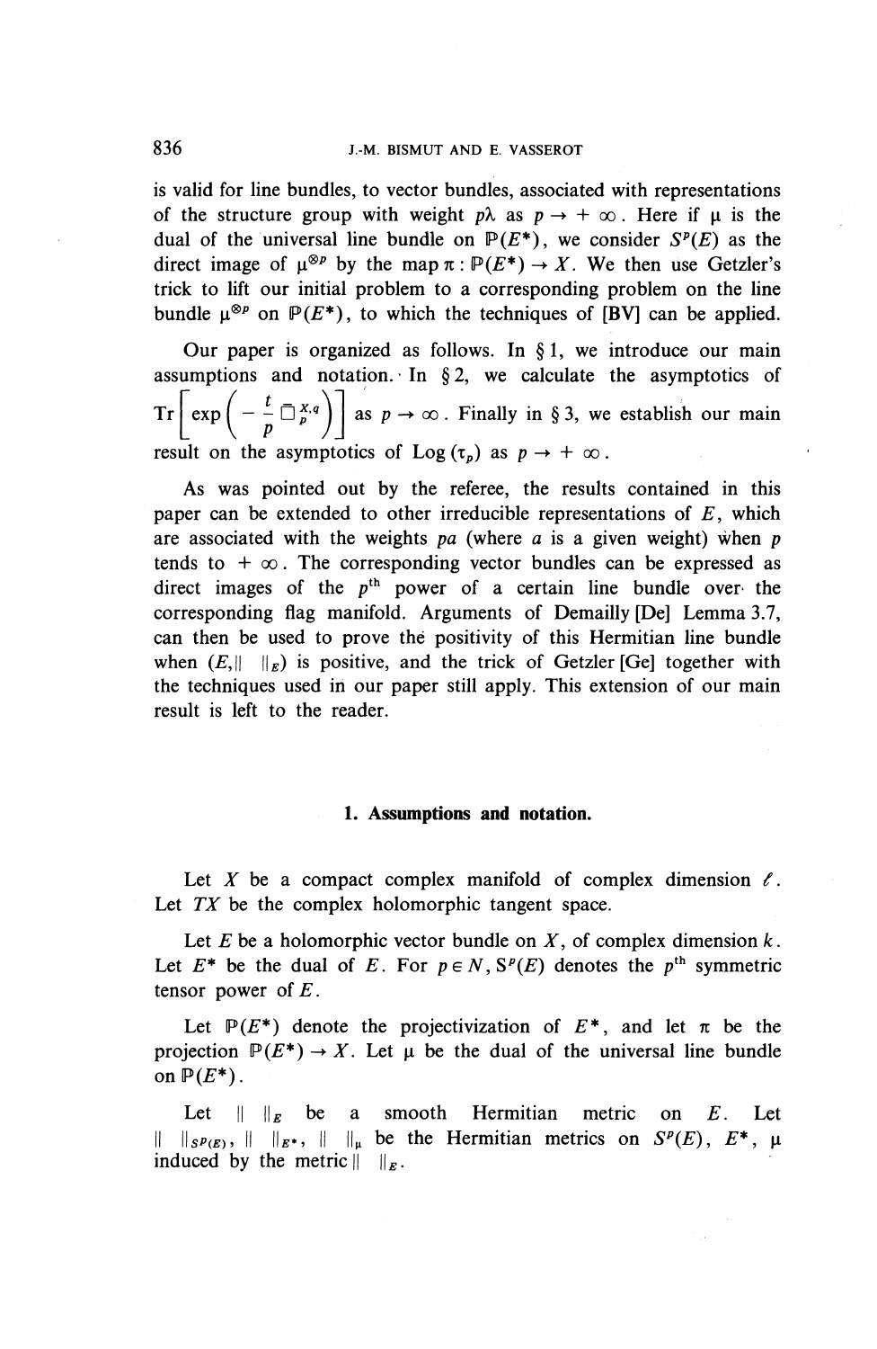is valid for line bundles, to vector bundles, associated with representations of the structure group with weight $p\lambda$ as $p \to +\infty$. Here if $\mu$ is the dual of the universal line bundle on $\mathbb{P}(E^*)$, we consider $S^p(E)$ as the direct image of $\mu^{\otimes p}$ by the map $\pi : \mathbb{P}(E^*) \to X$. We then use Getzler's trick to lift our initial problem to a corresponding problem on the line bundle $\mu^{\otimes p}$ on $\mathbb{P}(E^*)$, to which the techniques of [BV] can be applied.

Our paper is organized as follows. In § 1, we introduce our main assumptions and notation. In § 2, we calculate the asymptotics of $\operatorname{Tr}\left[\exp\left(-\frac{t}{p}\square_p^{X,q}\right)\right]$ as $p \to \infty$. Finally in § 3, we establish our main result on the asymptotics of $\operatorname{Log}(\tau_p)$ as $p \to +\infty$.

As was pointed out by the referee, the results contained in this paper can be extended to other irreducible representations of $E$, which are associated with the weights $pa$ (where $a$ is a given weight) when $p$ tends to $+\infty$. The corresponding vector bundles can be expressed as direct images of the $p^{\text{th}}$ power of a certain line bundle over the corresponding flag manifold. Arguments of Demailly [De] Lemma 3.7, can then be used to prove the positivity of this Hermitian line bundle when $(E, \| \ \|_E)$ is positive, and the trick of Getzler [Ge] together with the techniques used in our paper still apply. This extension of our main result is left to the reader.

## 1. Assumptions and notation.

Let $X$ be a compact complex manifold of complex dimension $\ell$. Let $TX$ be the complex holomorphic tangent space.

Let $E$ be a holomorphic vector bundle on $X$, of complex dimension $k$. Let $E^*$ be the dual of $E$. For $p \in N$, $S^p(E)$ denotes the $p^{\text{th}}$ symmetric tensor power of $E$.

Let $\mathbb{P}(E^*)$ denote the projectivization of $E^*$, and let $\pi$ be the projection $\mathbb{P}(E^*) \to X$. Let $\mu$ be the dual of the universal line bundle on $\mathbb{P}(E^*)$.

Let $\| \ \|_E$ be a smooth Hermitian metric on $E$. Let $\| \ \|_{S^p(E)}$, $\| \ \|_{E^*}$, $\| \ \|_\mu$ be the Hermitian metrics on $S^p(E)$, $E^*$, $\mu$ induced by the metric $\| \ \|_E$.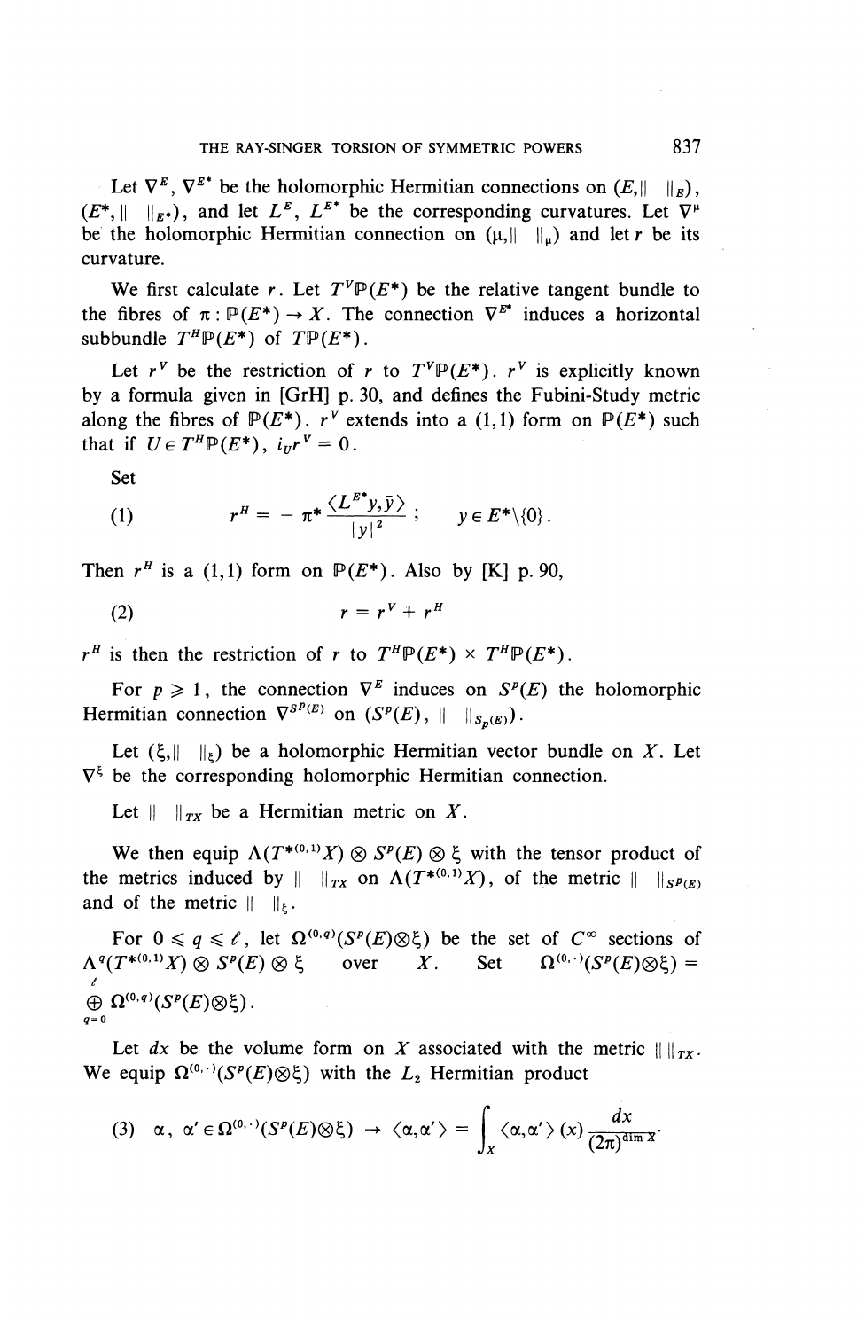Let $\nabla^E$, $\nabla^{E^*}$ be the holomorphic Hermitian connections on $(E, \| \ \|_E)$, $(E^*, \| \ \|_{E^*})$, and let $L^E$, $L^{E^*}$ be the corresponding curvatures. Let $\nabla^\mu$ be the holomorphic Hermitian connection on $(\mu, \| \ \|_\mu)$ and let $r$ be its curvature.

We first calculate $r$. Let $T^V\mathbb{P}(E^*)$ be the relative tangent bundle to the fibres of $\pi : \mathbb{P}(E^*) \to X$. The connection $\nabla^{E^*}$ induces a horizontal subbundle $T^H\mathbb{P}(E^*)$ of $T\mathbb{P}(E^*)$.

Let $r^V$ be the restriction of $r$ to $T^V\mathbb{P}(E^*)$. $r^V$ is explicitly known by a formula given in [GrH] p. 30, and defines the Fubini-Study metric along the fibres of $\mathbb{P}(E^*)$. $r^V$ extends into a (1,1) form on $\mathbb{P}(E^*)$ such that if $U \in T^H\mathbb{P}(E^*)$, $i_U r^V = 0$.

Set

$$(1) \qquad r^H = -\pi^* \frac{\langle L^{E^*} y, \bar{y} \rangle}{|y|^2}; \qquad y \in E^* \setminus \{0\}.$$

Then $r^H$ is a (1,1) form on $\mathbb{P}(E^*)$. Also by [K] p. 90,

$$(2) \qquad r = r^V + r^H$$

$r^H$ is then the restriction of $r$ to $T^H\mathbb{P}(E^*) \times T^H\mathbb{P}(E^*)$.

For $p \geqslant 1$, the connection $\nabla^E$ induces on $S^p(E)$ the holomorphic Hermitian connection $\nabla^{S^p(E)}$ on $(S^p(E), \| \ \|_{S_p(E)})$.

Let $(\xi, \| \ \|_\xi)$ be a holomorphic Hermitian vector bundle on $X$. Let $\nabla^\xi$ be the corresponding holomorphic Hermitian connection.

Let $\| \ \|_{TX}$ be a Hermitian metric on $X$.

We then equip $\Lambda(T^{*(0,1)}X) \otimes S^p(E) \otimes \xi$ with the tensor product of the metrics induced by $\| \ \|_{TX}$ on $\Lambda(T^{*(0,1)}X)$, of the metric $\| \ \|_{S^p(E)}$ and of the metric $\| \ \|_\xi$.

For $0 \leqslant q \leqslant \ell$, let $\Omega^{(0,q)}(S^p(E) \otimes \xi)$ be the set of $C^\infty$ sections of $\Lambda^q(T^{*(0,1)}X) \otimes S^p(E) \otimes \xi$ over $X$. Set $\Omega^{(0,\cdot)}(S^p(E) \otimes \xi) = \bigoplus_{q=0}^{\ell} \Omega^{(0,q)}(S^p(E) \otimes \xi)$.

Let $dx$ be the volume form on $X$ associated with the metric $\| \ \|_{TX}$. We equip $\Omega^{(0,\cdot)}(S^p(E) \otimes \xi)$ with the $L_2$ Hermitian product

$$(3) \quad \alpha, \alpha' \in \Omega^{(0,\cdot)}(S^p(E) \otimes \xi) \to \langle \alpha, \alpha' \rangle = \int_X \langle \alpha, \alpha' \rangle (x) \frac{dx}{(2\pi)^{\dim X}}.$$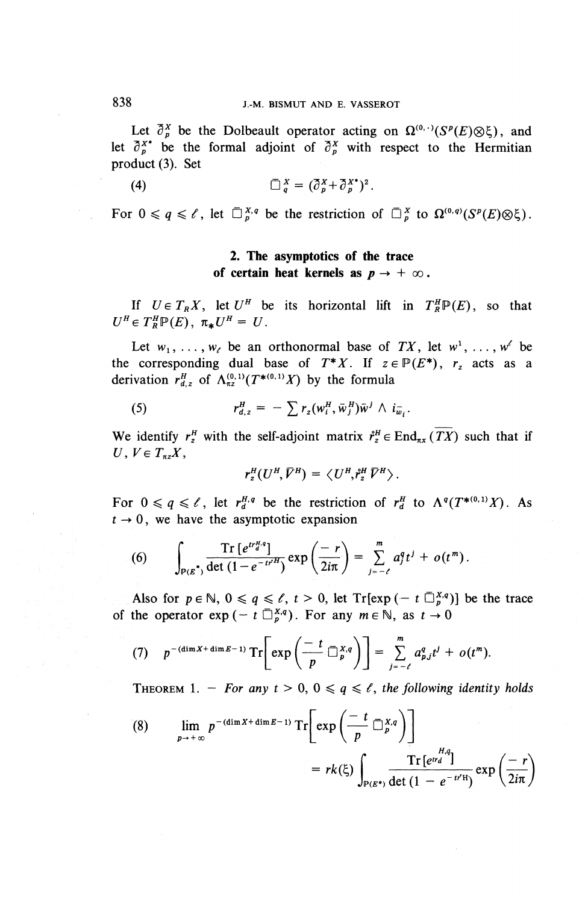Let $\bar{\partial}_p^X$ be the Dolbeault operator acting on $\Omega^{(0,\cdot)}(S^p(E)\otimes\xi)$, and let $\bar{\partial}_p^{X*}$ be the formal adjoint of $\bar{\partial}_p^X$ with respect to the Hermitian product (3). Set

$$\bar{\square}_q^X = (\bar{\partial}_p^X + \bar{\partial}_p^{X*})^2. \tag{4}$$

For $0 \leqslant q \leqslant \ell$, let $\bar{\square}_p^{X,q}$ be the restriction of $\bar{\square}_p^X$ to $\Omega^{(0,q)}(S^p(E)\otimes\xi)$.

## 2. The asymptotics of the trace of certain heat kernels as $p \to +\infty$.

If $U \in T_R X$, let $U^H$ be its horizontal lift in $T_R^H \mathbb{P}(E)$, so that $U^H \in T_R^H \mathbb{P}(E)$, $\pi_* U^H = U$.

Let $w_1, \ldots, w_\ell$ be an orthonormal base of $TX$, let $w^1, \ldots, w^\ell$ be the corresponding dual base of $T^*X$. If $z \in \mathbb{P}(E^*)$, $r_z$ acts as a derivation $r_{d,z}^H$ of $\Lambda_{\pi z}^{(0,1)}(T^{*(0,1)}X)$ by the formula

$$r_{d,z}^H = -\sum r_z(w_i^H, \bar{w}_j^H)\bar{w}^j \wedge i_{\bar{w}_i}. \tag{5}$$

We identify $r_z^H$ with the self-adjoint matrix $\dot{r}_z^H \in \mathrm{End}_{\pi x}(\overline{TX})$ such that if $U, V \in T_{\pi z}X$,

$$r_z^H(U^H, \bar{V}^H) = \langle U^H, \dot{r}_z^H \bar{V}^H \rangle.$$

For $0 \leqslant q \leqslant \ell$, let $r_d^{H,q}$ be the restriction of $r_d^H$ to $\Lambda^q(T^{*(0,1)}X)$. As $t \to 0$, we have the asymptotic expansion

$$\int_{\mathbb{P}(E^*)} \frac{\mathrm{Tr}\,[e^{tr_d^{H,q}}]}{\det(1-e^{-t\dot{r}^H})} \exp\left(\frac{-r}{2i\pi}\right) = \sum_{j=-\ell}^{m} a_j^q t^j + o(t^m). \tag{6}$$

Also for $p \in \mathbb{N}$, $0 \leqslant q \leqslant \ell$, $t > 0$, let $\mathrm{Tr}[\exp(-t\,\bar{\square}_p^{X,q})]$ be the trace of the operator $\exp(-t\,\bar{\square}_p^{X,q})$. For any $m \in \mathbb{N}$, as $t \to 0$

$$p^{-(\dim X + \dim E - 1)}\, \mathrm{Tr}\left[\exp\left(\frac{-t}{p}\bar{\square}_p^{X,q}\right)\right] = \sum_{j=-\ell}^{m} a_{p,j}^q t^j + o(t^m). \tag{7}$$

THEOREM 1. — *For any $t > 0$, $0 \leqslant q \leqslant \ell$, the following identity holds*

$$\lim_{p\to+\infty} p^{-(\dim X + \dim E - 1)}\, \mathrm{Tr}\left[\exp\left(\frac{-t}{p}\bar{\square}_p^{X,q}\right)\right] = rk(\xi) \int_{\mathbb{P}(E^*)} \frac{\mathrm{Tr}\,[e^{trd^{H,q}}]}{\det(1-e^{-t\dot{r}^H})} \exp\left(\frac{-r}{2i\pi}\right) \tag{8}$$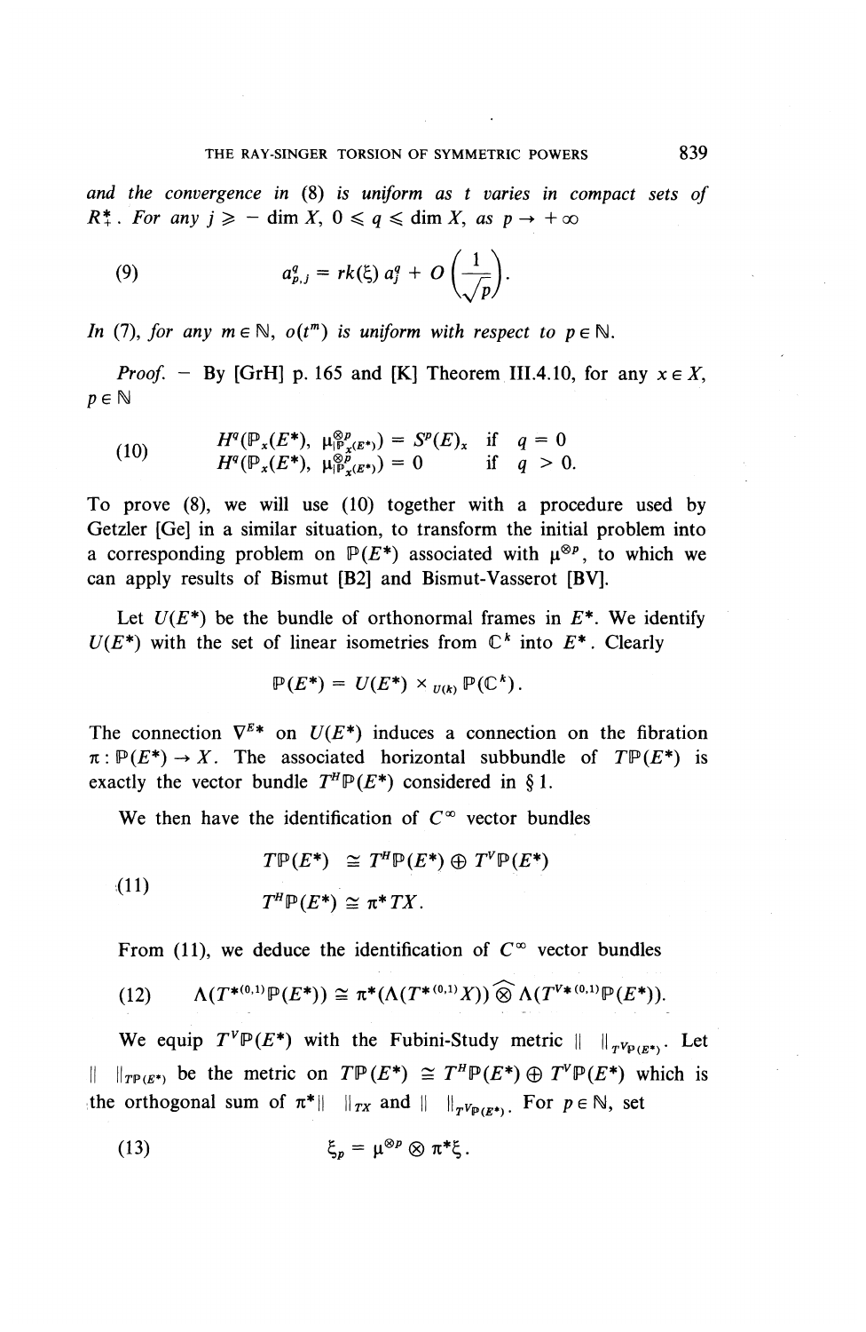*and the convergence in* (8) *is uniform as t varies in compact sets of* $R_+^*$. *For any* $j \geqslant -\dim X$, $0 \leqslant q \leqslant \dim X$, *as* $p \to +\infty$

$$(9) \qquad a_{p,j}^q = rk(\xi)\, a_j^q + O\left(\frac{1}{\sqrt{p}}\right).$$

*In* (7), *for any* $m \in \mathbb{N}$, $o(t^m)$ *is uniform with respect to* $p \in \mathbb{N}$.

*Proof.* – By [GrH] p. 165 and [K] Theorem III.4.10, for any $x \in X$, $p \in \mathbb{N}$

$$(10) \qquad \begin{array}{ll} H^q(\mathbb{P}_x(E^*),\, \mu^{\otimes p}_{|\mathbb{P}_x(E^*)}) = S^p(E)_x & \text{if } q = 0 \\ H^q(\mathbb{P}_x(E^*),\, \mu^{\otimes p}_{|\mathbb{P}_x(E^*)}) = 0 & \text{if } q > 0. \end{array}$$

To prove (8), we will use (10) together with a procedure used by Getzler [Ge] in a similar situation, to transform the initial problem into a corresponding problem on $\mathbb{P}(E^*)$ associated with $\mu^{\otimes p}$, to which we can apply results of Bismut [B2] and Bismut-Vasserot [BV].

Let $U(E^*)$ be the bundle of orthonormal frames in $E^*$. We identify $U(E^*)$ with the set of linear isometries from $\mathbb{C}^k$ into $E^*$. Clearly

$$\mathbb{P}(E^*) = U(E^*) \times_{U(k)} \mathbb{P}(\mathbb{C}^k).$$

The connection $\nabla^{E^*}$ on $U(E^*)$ induces a connection on the fibration $\pi : \mathbb{P}(E^*) \to X$. The associated horizontal subbundle of $T\mathbb{P}(E^*)$ is exactly the vector bundle $T^H\mathbb{P}(E^*)$ considered in § 1.

We then have the identification of $C^\infty$ vector bundles

$$(11) \qquad \begin{array}{l} T\mathbb{P}(E^*) \cong T^H\mathbb{P}(E^*) \oplus T^V\mathbb{P}(E^*) \\ T^H\mathbb{P}(E^*) \cong \pi^* TX. \end{array}$$

From (11), we deduce the identification of $C^\infty$ vector bundles

$$(12) \qquad \Lambda(T^{*(0,1)}\mathbb{P}(E^*)) \cong \pi^*(\Lambda(T^{*(0,1)}X))\, \widehat{\otimes}\, \Lambda(T^{V*(0,1)}\mathbb{P}(E^*)).$$

We equip $T^V\mathbb{P}(E^*)$ with the Fubini-Study metric $\| \ \|_{T^V\mathbb{P}(E^*)}$. Let $\| \ \|_{T\mathbb{P}(E^*)}$ be the metric on $T\mathbb{P}(E^*) \cong T^H\mathbb{P}(E^*) \oplus T^V\mathbb{P}(E^*)$ which is the orthogonal sum of $\pi^*\| \ \|_{TX}$ and $\| \ \|_{T^V\mathbb{P}(E^*)}$. For $p \in \mathbb{N}$, set

$$(13) \qquad \xi_p = \mu^{\otimes p} \otimes \pi^* \xi.$$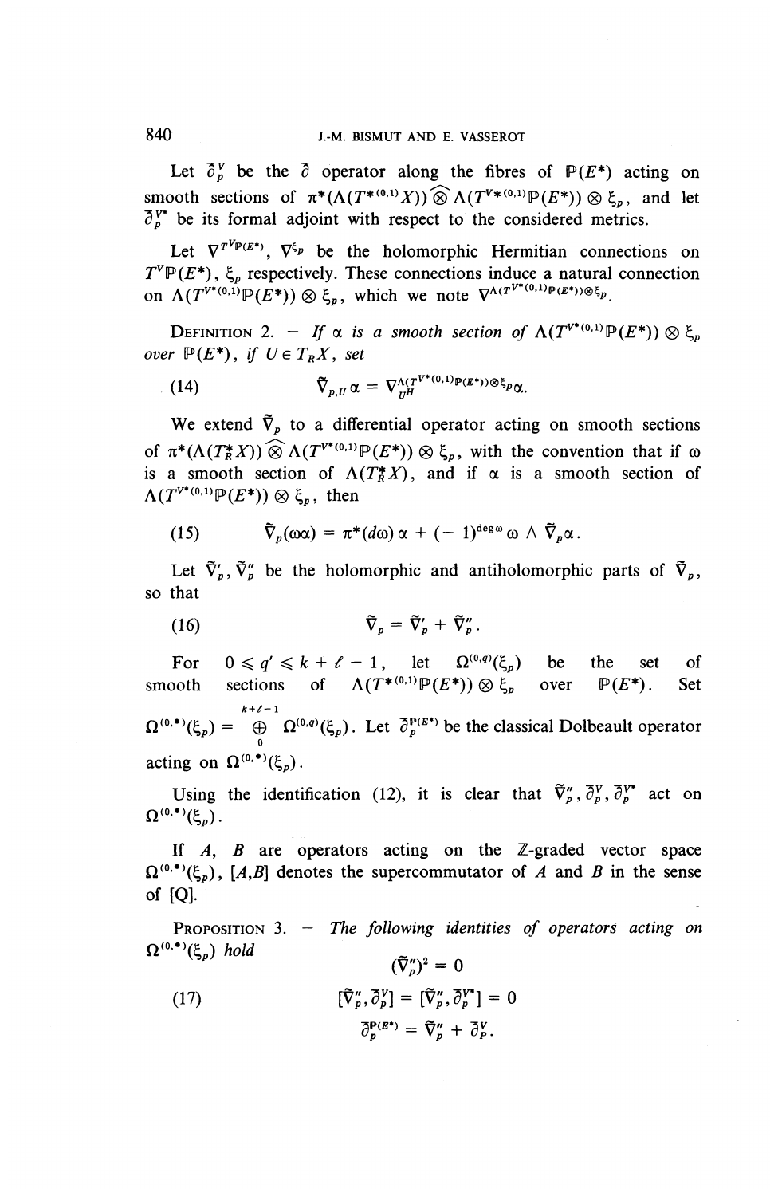Let $\bar\partial_p^V$ be the $\bar\partial$ operator along the fibres of $\mathbb{P}(E^*)$ acting on smooth sections of $\pi^*(\Lambda(T^{*(0,1)}X))\widehat{\otimes}\Lambda(T^{V*(0,1)}\mathbb{P}(E^*))\otimes\xi_p$, and let $\bar\partial_p^{V*}$ be its formal adjoint with respect to the considered metrics.

Let $\nabla^{T^V\mathbb{P}(E^*)}$, $\nabla^{\xi_p}$ be the holomorphic Hermitian connections on $T^V\mathbb{P}(E^*)$, $\xi_p$ respectively. These connections induce a natural connection on $\Lambda(T^{V*(0,1)}\mathbb{P}(E^*))\otimes\xi_p$, which we note $\nabla^{\Lambda(T^{V*(0,1)}\mathbb{P}(E^*))\otimes\xi_p}$.

DEFINITION 2. — *If $\alpha$ is a smooth section of $\Lambda(T^{V*(0,1)}\mathbb{P}(E^*))\otimes\xi_p$ over $\mathbb{P}(E^*)$, if $U\in T_RX$, set*

$$\tilde\nabla_{p,U}\,\alpha = \nabla^{\Lambda(T^{V*(0,1)}\mathbb{P}(E^*))\otimes\xi_p}_{U^H}\alpha. \tag{14}$$

We extend $\tilde\nabla_p$ to a differential operator acting on smooth sections of $\pi^*(\Lambda(T_R^*X))\widehat{\otimes}\Lambda(T^{V*(0,1)}\mathbb{P}(E^*))\otimes\xi_p$, with the convention that if $\omega$ is a smooth section of $\Lambda(T_R^*X)$, and if $\alpha$ is a smooth section of $\Lambda(T^{V*(0,1)}\mathbb{P}(E^*))\otimes\xi_p$, then

$$\tilde\nabla_p(\omega\alpha) = \pi^*(d\omega)\,\alpha + (-1)^{\deg\omega}\,\omega\wedge\tilde\nabla_p\alpha. \tag{15}$$

Let $\tilde\nabla_p'$, $\tilde\nabla_p''$ be the holomorphic and antiholomorphic parts of $\tilde\nabla_p$, so that

$$\tilde\nabla_p = \tilde\nabla_p' + \tilde\nabla_p''. \tag{16}$$

For $0\leqslant q'\leqslant k+\ell-1$, let $\Omega^{(0,q')}(\xi_p)$ be the set of smooth sections of $\Lambda(T^{*(0,1)}\mathbb{P}(E^*))\otimes\xi_p$ over $\mathbb{P}(E^*)$. Set $\Omega^{(0,\bullet)}(\xi_p) = \bigoplus_0^{k+\ell-1}\Omega^{(0,q')}(\xi_p)$. Let $\bar\partial_p^{\mathbb{P}(E^*)}$ be the classical Dolbeault operator acting on $\Omega^{(0,\bullet)}(\xi_p)$.

Using the identification (12), it is clear that $\tilde\nabla_p''$, $\bar\partial_p^V$, $\bar\partial_p^{V*}$ act on $\Omega^{(0,\bullet)}(\xi_p)$.

If $A$, $B$ are operators acting on the $\mathbb{Z}$-graded vector space $\Omega^{(0,\bullet)}(\xi_p)$, $[A,B]$ denotes the supercommutator of $A$ and $B$ in the sense of [Q].

PROPOSITION 3. — *The following identities of operators acting on $\Omega^{(0,\bullet)}(\xi_p)$ hold*

$$\begin{aligned}
&(\tilde\nabla_p'')^2 = 0\\
&[\tilde\nabla_p'',\bar\partial_p^V] = [\tilde\nabla_p'',\bar\partial_p^{V*}] = 0 \qquad (17)\\
&\bar\partial_p^{\mathbb{P}(E^*)} = \tilde\nabla_p'' + \bar\partial_p^V.
\end{aligned}$$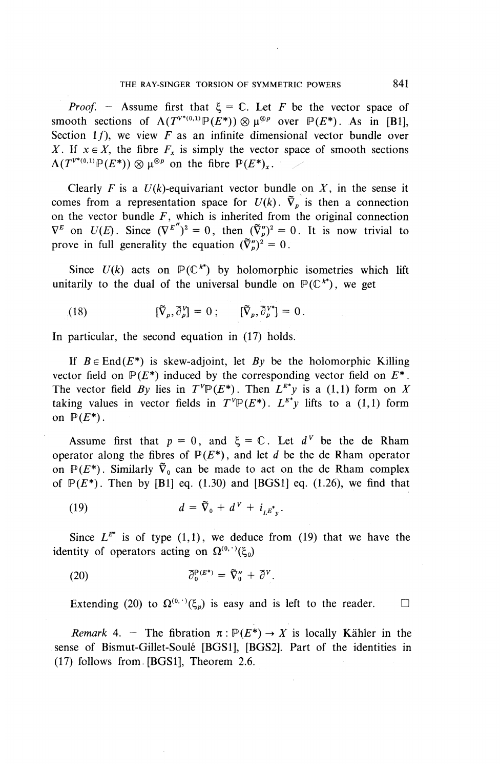*Proof.* – Assume first that $\xi = \mathbb{C}$. Let $F$ be the vector space of smooth sections of $\Lambda(T^{V*(0,1)}\mathbb{P}(E^*)) \otimes \mu^{\otimes p}$ over $\mathbb{P}(E^*)$. As in [B1], Section 1*f*), we view $F$ as an infinite dimensional vector bundle over $X$. If $x \in X$, the fibre $F_x$ is simply the vector space of smooth sections $\Lambda(T^{V*(0,1)}\mathbb{P}(E^*)) \otimes \mu^{\otimes p}$ on the fibre $\mathbb{P}(E^*)_x$.

Clearly $F$ is a $U(k)$-equivariant vector bundle on $X$, in the sense it comes from a representation space for $U(k)$. $\tilde{\nabla}_p$ is then a connection on the vector bundle $F$, which is inherited from the original connection $\nabla^E$ on $U(E)$. Since $(\nabla^{E''})^2 = 0$, then $(\tilde{\nabla}_p'')^2 = 0$. It is now trivial to prove in full generality the equation $(\tilde{\nabla}_p'')^2 = 0$.

Since $U(k)$ acts on $\mathbb{P}(\mathbb{C}^{k*})$ by holomorphic isometries which lift unitarily to the dual of the universal bundle on $\mathbb{P}(\mathbb{C}^{k*})$, we get

$$[\tilde{\nabla}_p, \bar{\partial}_p^V] = 0 \,; \qquad [\tilde{\nabla}_p, \bar{\partial}_p^{V*}] = 0 \,. \tag{18}$$

In particular, the second equation in (17) holds.

If $B \in \mathrm{End}(E^*)$ is skew-adjoint, let $By$ be the holomorphic Killing vector field on $\mathbb{P}(E^*)$ induced by the corresponding vector field on $E^*$. The vector field $By$ lies in $T^V\mathbb{P}(E^*)$. Then $L^{E^*}y$ is a (1,1) form on $X$ taking values in vector fields in $T^V\mathbb{P}(E^*)$. $L^{E^*}y$ lifts to a (1,1) form on $\mathbb{P}(E^*)$.

Assume first that $p = 0$, and $\xi = \mathbb{C}$. Let $d^V$ be the de Rham operator along the fibres of $\mathbb{P}(E^*)$, and let $d$ be the de Rham operator on $\mathbb{P}(E^*)$. Similarly $\tilde{\nabla}_0$ can be made to act on the de Rham complex of $\mathbb{P}(E^*)$. Then by [B1] eq. (1.30) and [BGS1] eq. (1.26), we find that

$$d = \tilde{\nabla}_0 + d^V + i_{L^{E^*}y} \,. \tag{19}$$

Since $L^{E^*}$ is of type (1,1), we deduce from (19) that we have the identity of operators acting on $\Omega^{(0,\cdot)}(\xi_0)$

$$\bar{\partial}_0^{\mathbb{P}(E^*)} = \tilde{\nabla}_0'' + \bar{\partial}^V. \tag{20}$$

Extending (20) to $\Omega^{(0,\cdot)}(\xi_p)$ is easy and is left to the reader. □

*Remark* 4. – The fibration $\pi : \mathbb{P}(E^*) \to X$ is locally Kähler in the sense of Bismut-Gillet-Soulé [BGS1], [BGS2]. Part of the identities in (17) follows from [BGS1], Theorem 2.6.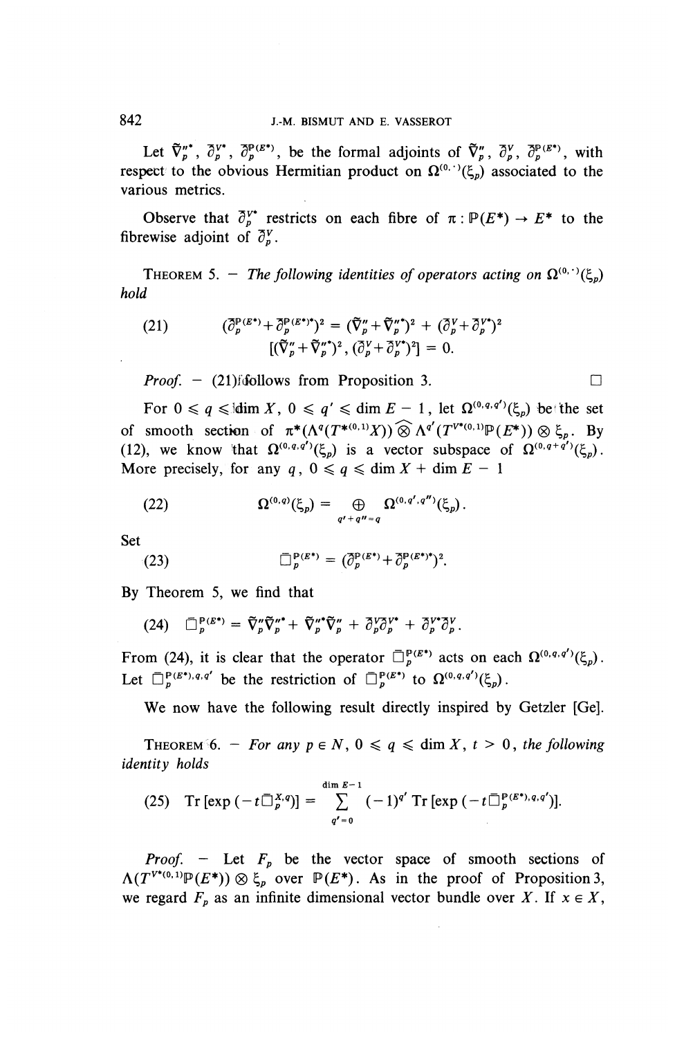Let $\tilde{\nabla}_p''^*$, $\bar{\partial}_p^{V*}$, $\bar{\partial}_p^{\mathbb{P}(E^*)*}$, be the formal adjoints of $\tilde{\nabla}_p''$, $\bar{\partial}_p^V$, $\bar{\partial}_p^{\mathbb{P}(E^*)}$, with respect to the obvious Hermitian product on $\Omega^{(0,\cdot)}(\xi_p)$ associated to the various metrics.

Observe that $\bar{\partial}_p^{V*}$ restricts on each fibre of $\pi : \mathbb{P}(E^*) \to E^*$ to the fibrewise adjoint of $\bar{\partial}_p^V$.

**Theorem 5.** — *The following identities of operators acting on $\Omega^{(0,\cdot)}(\xi_p)$ hold*

$$(21) \qquad \begin{gathered} (\bar{\partial}_p^{\mathbb{P}(E^*)} + \bar{\partial}_p^{\mathbb{P}(E^*)*})^2 = (\tilde{\nabla}_p'' + \tilde{\nabla}_p''^*)^2 + (\bar{\partial}_p^V + \bar{\partial}_p^{V*})^2 \\ [(\tilde{\nabla}_p'' + \tilde{\nabla}_p''^*)^2, (\bar{\partial}_p^V + \bar{\partial}_p^{V*})^2] = 0. \end{gathered}$$

*Proof.* — (21) follows from Proposition 3. □

For $0 \leqslant q \leqslant \dim X$, $0 \leqslant q' \leqslant \dim E - 1$, let $\Omega^{(0,q,q')}(\xi_p)$ be the set of smooth section of $\pi^*(\Lambda^q(T^{*(0,1)}X)) \widehat{\otimes} \Lambda^{q'}(T^{V*(0,1)}\mathbb{P}(E^*)) \otimes \xi_p$. By (12), we know that $\Omega^{(0,q,q')}(\xi_p)$ is a vector subspace of $\Omega^{(0,q+q')}(\xi_p)$. More precisely, for any $q$, $0 \leqslant q \leqslant \dim X + \dim E - 1$

$$(22) \qquad \Omega^{(0,q)}(\xi_p) = \bigoplus_{q'+q''=q} \Omega^{(0,q',q'')}(\xi_p).$$

Set

$$(23) \qquad \bar{\square}_p^{\mathbb{P}(E^*)} = (\bar{\partial}_p^{\mathbb{P}(E^*)} + \bar{\partial}_p^{\mathbb{P}(E^*)*})^2.$$

By Theorem 5, we find that

$$(24) \quad \bar{\square}_p^{\mathbb{P}(E^*)} = \tilde{\nabla}_p''\tilde{\nabla}_p''^* + \tilde{\nabla}_p''^*\tilde{\nabla}_p'' + \bar{\partial}_p^V\bar{\partial}_p^{V*} + \bar{\partial}_p^{V*}\bar{\partial}_p^V.$$

From (24), it is clear that the operator $\bar{\square}_p^{\mathbb{P}(E^*)}$ acts on each $\Omega^{(0,q,q')}(\xi_p)$. Let $\bar{\square}_p^{\mathbb{P}(E^*),q,q'}$ be the restriction of $\bar{\square}_p^{\mathbb{P}(E^*)}$ to $\Omega^{(0,q,q')}(\xi_p)$.

We now have the following result directly inspired by Getzler [Ge].

**Theorem 6.** — *For any $p \in N$, $0 \leqslant q \leqslant \dim X$, $t > 0$, the following identity holds*

$$(25) \quad \operatorname{Tr}[\exp(-t\bar{\square}_p^{X,q})] = \sum_{q'=0}^{\dim E-1} (-1)^{q'} \operatorname{Tr}[\exp(-t\bar{\square}_p^{\mathbb{P}(E^*),q,q'})].$$

*Proof.* — Let $F_p$ be the vector space of smooth sections of $\Lambda(T^{V*(0,1)}\mathbb{P}(E^*)) \otimes \xi_p$ over $\mathbb{P}(E^*)$. As in the proof of Proposition 3, we regard $F_p$ as an infinite dimensional vector bundle over $X$. If $x \in X$,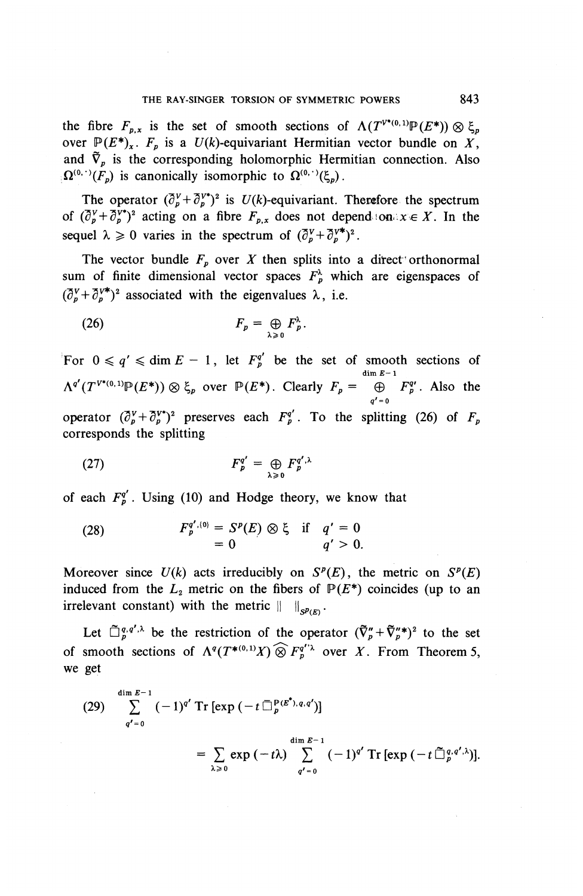the fibre $F_{p,x}$ is the set of smooth sections of $\Lambda(T^{V*(0,1)}\mathbb{P}(E^*)) \otimes \xi_p$ over $\mathbb{P}(E^*)_x$. $F_p$ is a $U(k)$-equivariant Hermitian vector bundle on $X$, and $\tilde{\nabla}_p$ is the corresponding holomorphic Hermitian connection. Also $\Omega^{(0,\cdot)}(F_p)$ is canonically isomorphic to $\Omega^{(0,\cdot)}(\xi_p)$.

The operator $(\bar{\partial}_p^V + \bar{\partial}_p^{V*})^2$ is $U(k)$-equivariant. Therefore the spectrum of $(\bar{\partial}_p^V + \bar{\partial}_p^{V*})^2$ acting on a fibre $F_{p,x}$ does not depend on $x \in X$. In the sequel $\lambda \geqslant 0$ varies in the spectrum of $(\bar{\partial}_p^V + \bar{\partial}_p^{V*})^2$.

The vector bundle $F_p$ over $X$ then splits into a direct orthonormal sum of finite dimensional vector spaces $F_p^\lambda$ which are eigenspaces of $(\bar{\partial}_p^V + \bar{\partial}_p^{V*})^2$ associated with the eigenvalues $\lambda$, i.e.

$$F_p = \bigoplus_{\lambda \geqslant 0} F_p^\lambda. \tag{26}$$

For $0 \leqslant q' \leqslant \dim E - 1$, let $F_p^{q'}$ be the set of smooth sections of $\Lambda^{q'}(T^{V*(0,1)}\mathbb{P}(E^*)) \otimes \xi_p$ over $\mathbb{P}(E^*)$. Clearly $F_p = \bigoplus_{q'=0}^{\dim E - 1} F_p^{q'}$. Also the operator $(\bar{\partial}_p^V + \bar{\partial}_p^{V*})^2$ preserves each $F_p^{q'}$. To the splitting (26) of $F_p$ corresponds the splitting

$$F_p^{q'} = \bigoplus_{\lambda \geqslant 0} F_p^{q',\lambda} \tag{27}$$

of each $F_p^{q'}$. Using (10) and Hodge theory, we know that

$$\begin{aligned} F_p^{q',\{0\}} &= S^p(E) \otimes \xi \quad \text{if} \quad q' = 0 \\ &= 0 \qquad\qquad\qquad\;\; q' > 0. \end{aligned} \tag{28}$$

Moreover since $U(k)$ acts irreducibly on $S^p(E)$, the metric on $S^p(E)$ induced from the $L_2$ metric on the fibers of $\mathbb{P}(E^*)$ coincides (up to an irrelevant constant) with the metric $\| \;\|_{S^p(E)}$.

Let $\tilde{\Box}_p^{q,q',\lambda}$ be the restriction of the operator $(\tilde{\nabla}_p'' + \tilde{\nabla}_p''^*)^2$ to the set of smooth sections of $\Lambda^q(T^{*(0,1)}X) \widehat{\otimes} F_p^{q',\lambda}$ over $X$. From Theorem 5, we get

$$\sum_{q'=0}^{\dim E - 1} (-1)^{q'} \operatorname{Tr}[\exp(-t\Box_p^{\mathbb{P}(E^*),q,q'})] = \sum_{\lambda \geqslant 0} \exp(-t\lambda) \sum_{q'=0}^{\dim E - 1} (-1)^{q'} \operatorname{Tr}[\exp(-t\tilde{\Box}_p^{q,q',\lambda})]. \tag{29}$$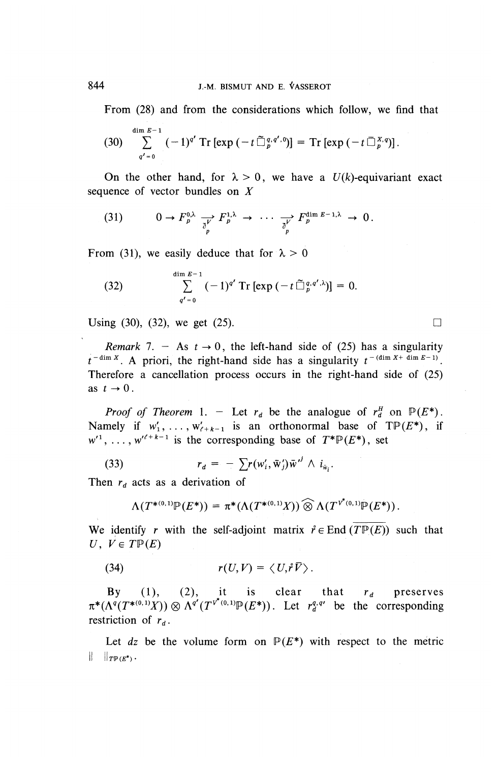From (28) and from the considerations which follow, we find that

$$(30) \quad \sum_{q'=0}^{\dim E-1} (-1)^{q'} \operatorname{Tr}[\exp(-t\widetilde{\square}_p^{q,q',0})] = \operatorname{Tr}[\exp(-t\bar{\square}_p^{X,q})].$$

On the other hand, for $\lambda > 0$, we have a $U(k)$-equivariant exact sequence of vector bundles on $X$

$$(31) \quad 0 \to F_p^{0,\lambda} \xrightarrow[\bar{\partial}_p^V]{} F_p^{1,\lambda} \to \cdots \xrightarrow[\bar{\partial}_p^V]{} F_p^{\dim E-1,\lambda} \to 0.$$

From (31), we easily deduce that for $\lambda > 0$

$$(32) \quad \sum_{q'=0}^{\dim E-1} (-1)^{q'} \operatorname{Tr}[\exp(-t\widetilde{\square}_p^{q,q',\lambda})] = 0.$$

Using (30), (32), we get (25). $\square$

*Remark* 7. — As $t \to 0$, the left-hand side of (25) has a singularity $t^{-\dim X}$. A priori, the right-hand side has a singularity $t^{-(\dim X + \dim E - 1)}$. Therefore a cancellation process occurs in the right-hand side of (25) as $t \to 0$.

*Proof of Theorem* 1. — Let $r_d$ be the analogue of $r_d^H$ on $\mathbb{P}(E^*)$. Namely if $w'_1, \ldots, w'_{\ell+k-1}$ is an orthonormal base of $T\mathbb{P}(E^*)$, if $w'^1, \ldots, w'^{\ell+k-1}$ is the corresponding base of $T^*\mathbb{P}(E^*)$, set

$$(33) \quad r_d = -\sum r(w'_i, \bar{w}'_j)\bar{w}'^j \wedge i_{\bar{w}_i}.$$

Then $r_d$ acts as a derivation of

$$\Lambda(T^{*(0,1)}\mathbb{P}(E^*)) = \pi^*(\Lambda(T^{*(0,1)}X)) \widehat{\otimes} \Lambda(T^{V^*(0,1)}\mathbb{P}(E^*)).$$

We identify $r$ with the self-adjoint matrix $\mathring{r} \in \operatorname{End}(\overline{T\mathbb{P}(E)})$ such that $U, V \in T\mathbb{P}(E)$

$$(34) \quad r(U, V) = \langle U, \mathring{r}\bar{V} \rangle.$$

By (1), (2), it is clear that $r_d$ preserves $\pi^*(\Lambda^q(T^{*(0,1)}X)) \otimes \Lambda^{q'}(T^{V^*(0,1)}\mathbb{P}(E^*))$. Let $r_d^{q,q'}$ be the corresponding restriction of $r_d$.

Let $dz$ be the volume form on $\mathbb{P}(E^*)$ with respect to the metric $\| \ \|_{T\mathbb{P}(E^*)}$.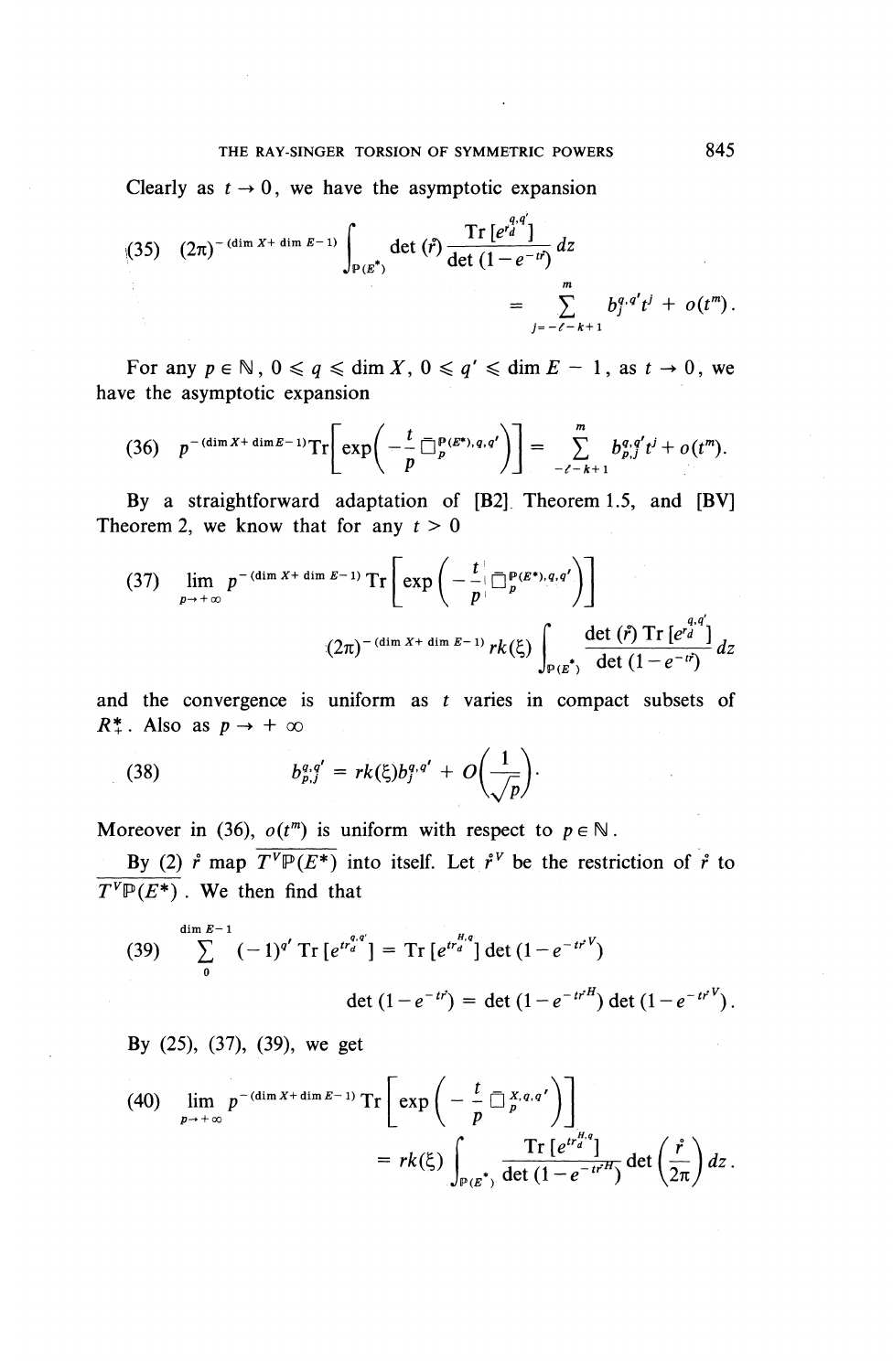Clearly as $t \to 0$, we have the asymptotic expansion

$$(35) \quad (2\pi)^{-(\dim X + \dim E - 1)} \int_{\mathbb{P}(E^*)} \det(\mathring{r}) \frac{\operatorname{Tr}[e^{tr_d^{q,q'}}]}{\det(1 - e^{-t\mathring{r}})} dz = \sum_{j=-\ell-k+1}^{m} b_j^{q,q'} t^j + o(t^m).$$

For any $p \in \mathbb{N}$, $0 \leqslant q \leqslant \dim X$, $0 \leqslant q' \leqslant \dim E - 1$, as $t \to 0$, we have the asymptotic expansion

$$(36) \quad p^{-(\dim X + \dim E - 1)} \operatorname{Tr}\left[\exp\left(-\frac{t}{p} \square_p^{\mathbb{P}(E^*), q, q'}\right)\right] = \sum_{-\ell-k+1}^{m} b_{p,j}^{q,q'} t^j + o(t^m).$$

By a straightforward adaptation of [B2] Theorem 1.5, and [BV] Theorem 2, we know that for any $t > 0$

$$(37) \quad \lim_{p \to +\infty} p^{-(\dim X + \dim E - 1)} \operatorname{Tr}\left[\exp\left(-\frac{t}{p} \square_p^{\mathbb{P}(E^*), q, q'}\right)\right] \\ (2\pi)^{-(\dim X + \dim E - 1)} rk(\xi) \int_{\mathbb{P}(E^*)} \frac{\det(\mathring{r}) \operatorname{Tr}[e^{r_d^{q,q'}}]}{\det(1 - e^{-t\mathring{r}})} dz$$

and the convergence is uniform as $t$ varies in compact subsets of $R_+^*$. Also as $p \to +\infty$

$$(38) \quad b_{p,j}^{q,q'} = rk(\xi) b_j^{q,q'} + O\left(\frac{1}{\sqrt{p}}\right).$$

Moreover in (36), $o(t^m)$ is uniform with respect to $p \in \mathbb{N}$.

By (2) $\mathring{r}$ map $\overline{T^V \mathbb{P}(E^*)}$ into itself. Let $\mathring{r}^V$ be the restriction of $\mathring{r}$ to $\overline{T^V \mathbb{P}(E^*)}$. We then find that

$$(39) \quad \sum_{0}^{\dim E - 1} (-1)^{q'} \operatorname{Tr}[e^{tr_d^{q,q'}}] = \operatorname{Tr}[e^{tr_d^{H,q}}] \det(1 - e^{-t\mathring{r}^V})$$

$$\det(1 - e^{-t\mathring{r}}) = \det(1 - e^{-t\mathring{r}^H}) \det(1 - e^{-t\mathring{r}^V}).$$

By (25), (37), (39), we get

$$(40) \quad \lim_{p \to +\infty} p^{-(\dim X + \dim E - 1)} \operatorname{Tr}\left[\exp\left(-\frac{t}{p} \square_p^{X, q, q'}\right)\right] = rk(\xi) \int_{\mathbb{P}(E^*)} \frac{\operatorname{Tr}[e^{tr_d^{H,q}}]}{\det(1 - e^{-t\mathring{r}^H})} \det\left(\frac{\mathring{r}}{2\pi}\right) dz.$$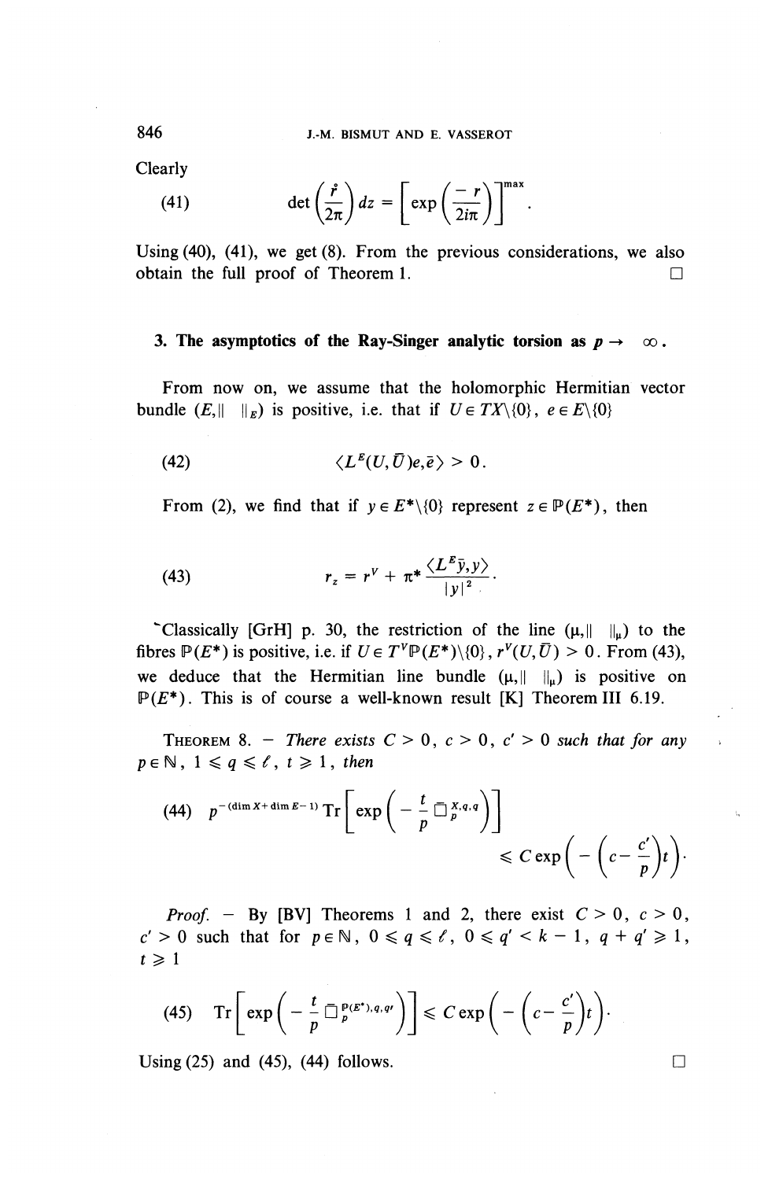Clearly

$$\det\left(\frac{\mathring{r}}{2\pi}\right) dz = \left[\exp\left(\frac{-r}{2i\pi}\right)\right]^{\max}. \tag{41}$$

Using (40), (41), we get (8). From the previous considerations, we also obtain the full proof of Theorem 1. □

## 3. The asymptotics of the Ray-Singer analytic torsion as $p \to \infty$.

From now on, we assume that the holomorphic Hermitian vector bundle $(E, \| \ \|_E)$ is positive, i.e. that if $U \in TX \backslash \{0\}$, $e \in E \backslash \{0\}$

$$\langle L^E(U, \bar{U})e, \bar{e} \rangle > 0. \tag{42}$$

From (2), we find that if $y \in E^* \backslash \{0\}$ represent $z \in \mathbb{P}(E^*)$, then

$$r_z = r^V + \pi^* \frac{\langle L^E \bar{y}, y \rangle}{|y|^2}. \tag{43}$$

Classically [GrH] p. 30, the restriction of the line $(\mu, \| \ \|_\mu)$ to the fibres $\mathbb{P}(E^*)$ is positive, i.e. if $U \in T^V \mathbb{P}(E^*) \backslash \{0\}$, $r^V(U, \bar{U}) > 0$. From (43), we deduce that the Hermitian line bundle $(\mu, \| \ \|_\mu)$ is positive on $\mathbb{P}(E^*)$. This is of course a well-known result [K] Theorem III 6.19.

THEOREM 8. — *There exists $C > 0$, $c > 0$, $c' > 0$ such that for any $p \in \mathbb{N}$, $1 \leqslant q \leqslant \ell$, $t \geqslant 1$, then*

$$p^{-(\dim X + \dim E - 1)} \operatorname{Tr}\left[\exp\left(-\frac{t}{p}\square_p^{X,q}\right)\right] \leqslant C \exp\left(-\left(c - \frac{c'}{p}\right)t\right). \tag{44}$$

*Proof.* — By [BV] Theorems 1 and 2, there exist $C > 0$, $c > 0$, $c' > 0$ such that for $p \in \mathbb{N}$, $0 \leqslant q \leqslant \ell$, $0 \leqslant q' < k - 1$, $q + q' \geqslant 1$, $t \geqslant 1$

$$\operatorname{Tr}\left[\exp\left(-\frac{t}{p}\square_p^{\mathbb{P}(E^*),q,q'}\right)\right] \leqslant C \exp\left(-\left(c - \frac{c'}{p}\right)t\right). \tag{45}$$

Using (25) and (45), (44) follows. □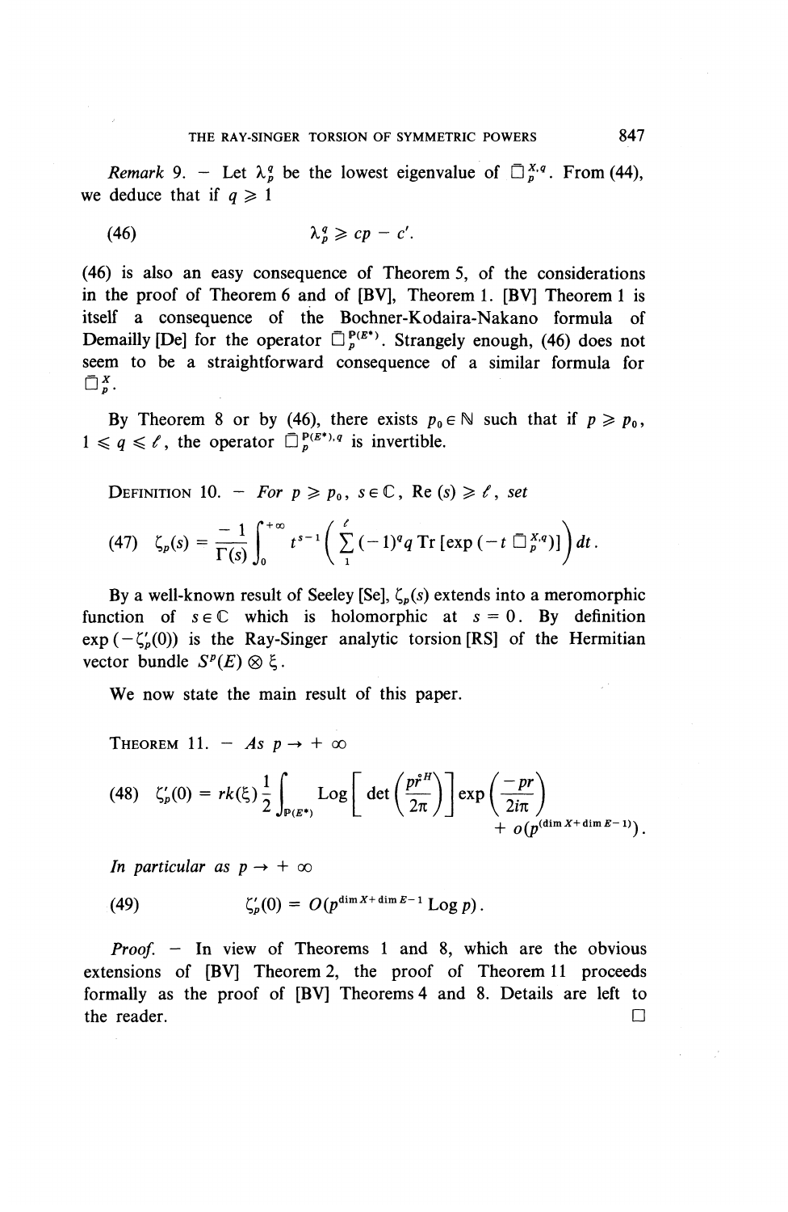*Remark* 9. — Let $\lambda_p^q$ be the lowest eigenvalue of $\square_p^{X,q}$. From (44), we deduce that if $q \geqslant 1$

$$\lambda_p^q \geqslant cp - c'. \tag{46}$$

(46) is also an easy consequence of Theorem 5, of the considerations in the proof of Theorem 6 and of [BV], Theorem 1. [BV] Theorem 1 is itself a consequence of the Bochner-Kodaira-Nakano formula of Demailly [De] for the operator $\square_p^{\mathbb{P}(E^*)}$. Strangely enough, (46) does not seem to be a straightforward consequence of a similar formula for $\square_p^X$.

By Theorem 8 or by (46), there exists $p_0 \in \mathbb{N}$ such that if $p \geqslant p_0$, $1 \leqslant q \leqslant \ell$, the operator $\square_p^{\mathbb{P}(E^*),q}$ is invertible.

DEFINITION 10. — *For* $p \geqslant p_0$, $s \in \mathbb{C}$, $\mathrm{Re}(s) \geqslant \ell$, *set*

$$\zeta_p(s) = \frac{-1}{\Gamma(s)} \int_0^{+\infty} t^{s-1} \left( \sum_1^{\ell} (-1)^q q \operatorname{Tr}\left[\exp\left(-t\, \square_p^{X,q}\right)\right] \right) dt. \tag{47}$$

By a well-known result of Seeley [Se], $\zeta_p(s)$ extends into a meromorphic function of $s \in \mathbb{C}$ which is holomorphic at $s = 0$. By definition $\exp(-\zeta_p'(0))$ is the Ray-Singer analytic torsion [RS] of the Hermitian vector bundle $S^p(E) \otimes \xi$.

We now state the main result of this paper.

THEOREM 11. — *As* $p \to +\infty$

$$\zeta_p'(0) = rk(\xi) \frac{1}{2} \int_{\mathbb{P}(E^*)} \operatorname{Log}\left[\det\left(\frac{pr^{\theta H}}{2\pi}\right)\right] \exp\left(\frac{-pr}{2i\pi}\right) + o\left(p^{(\dim X + \dim E - 1)}\right). \tag{48}$$

*In particular as* $p \to +\infty$

$$\zeta_p'(0) = O\left(p^{\dim X + \dim E - 1} \operatorname{Log} p\right). \tag{49}$$

*Proof.* — In view of Theorems 1 and 8, which are the obvious extensions of [BV] Theorem 2, the proof of Theorem 11 proceeds formally as the proof of [BV] Theorems 4 and 8. Details are left to the reader. □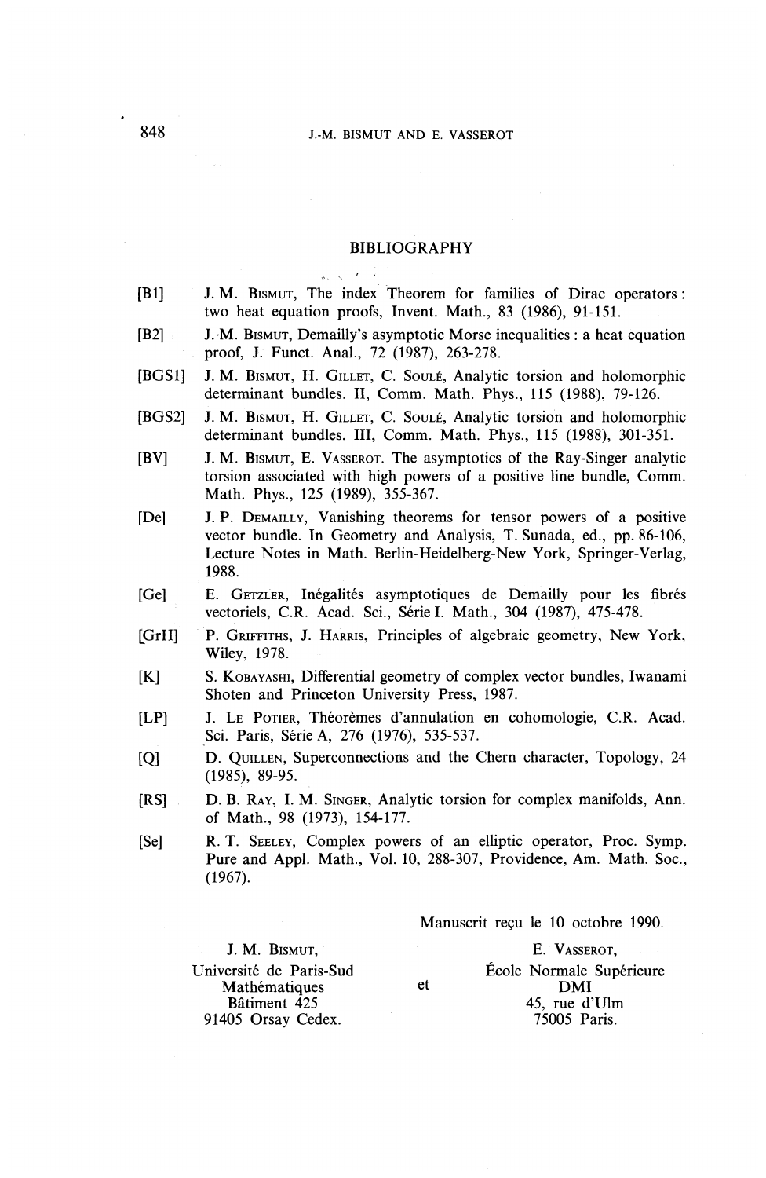## BIBLIOGRAPHY

[B1] J. M. Bismut, The index Theorem for families of Dirac operators: two heat equation proofs, Invent. Math., 83 (1986), 91-151.

[B2] J. M. Bismut, Demailly's asymptotic Morse inequalities: a heat equation proof, J. Funct. Anal., 72 (1987), 263-278.

[BGS1] J. M. Bismut, H. Gillet, C. Soulé, Analytic torsion and holomorphic determinant bundles. II, Comm. Math. Phys., 115 (1988), 79-126.

[BGS2] J. M. Bismut, H. Gillet, C. Soulé, Analytic torsion and holomorphic determinant bundles. III, Comm. Math. Phys., 115 (1988), 301-351.

[BV] J. M. Bismut, E. Vasserot. The asymptotics of the Ray-Singer analytic torsion associated with high powers of a positive line bundle, Comm. Math. Phys., 125 (1989), 355-367.

[De] J. P. Demailly, Vanishing theorems for tensor powers of a positive vector bundle. In Geometry and Analysis, T. Sunada, ed., pp. 86-106, Lecture Notes in Math. Berlin-Heidelberg-New York, Springer-Verlag, 1988.

[Ge] E. Getzler, Inégalités asymptotiques de Demailly pour les fibrés vectoriels, C.R. Acad. Sci., Série I. Math., 304 (1987), 475-478.

[GrH] P. Griffiths, J. Harris, Principles of algebraic geometry, New York, Wiley, 1978.

[K] S. Kobayashi, Differential geometry of complex vector bundles, Iwanami Shoten and Princeton University Press, 1987.

[LP] J. Le Potier, Théorèmes d'annulation en cohomologie, C.R. Acad. Sci. Paris, Série A, 276 (1976), 535-537.

[Q] D. Quillen, Superconnections and the Chern character, Topology, 24 (1985), 89-95.

[RS] D. B. Ray, I. M. Singer, Analytic torsion for complex manifolds, Ann. of Math., 98 (1973), 154-177.

[Se] R. T. Seeley, Complex powers of an elliptic operator, Proc. Symp. Pure and Appl. Math., Vol. 10, 288-307, Providence, Am. Math. Soc., (1967).

Manuscrit reçu le 10 octobre 1990.

J. M. Bismut,
Université de Paris-Sud
Mathématiques
Bâtiment 425
91405 Orsay Cedex.

et

E. Vasserot,
École Normale Supérieure
DMI
45, rue d'Ulm
75005 Paris.